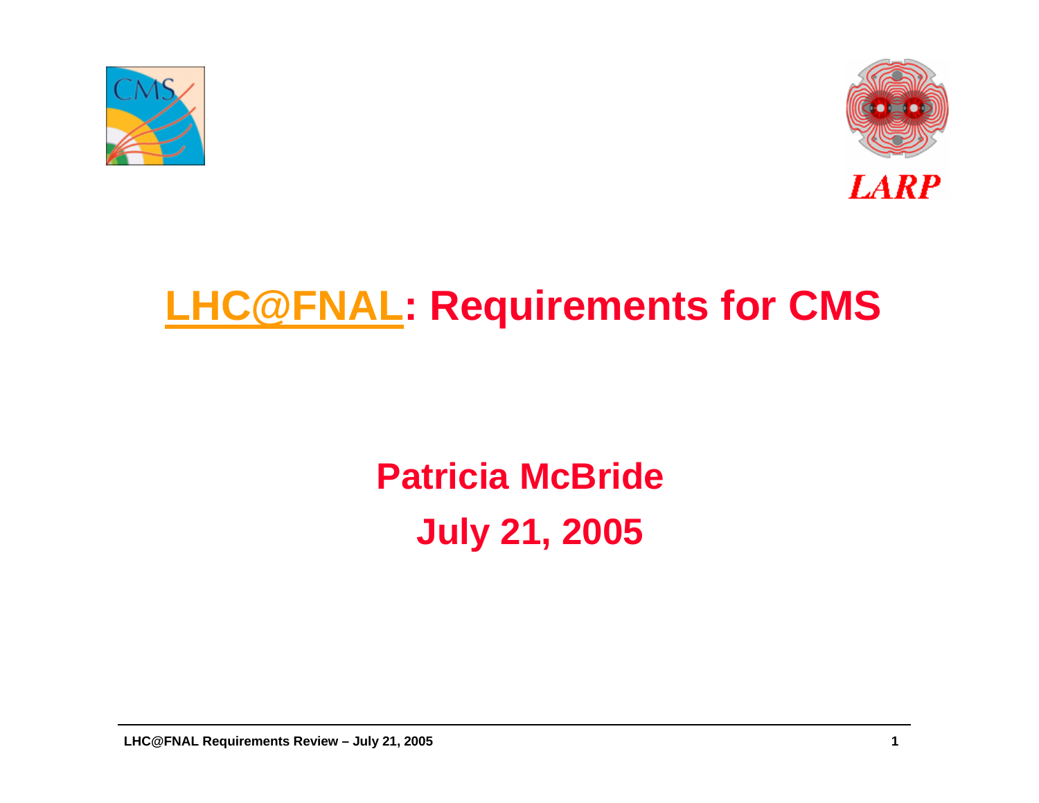# LHC@FNAL: Requirements for CMS

**Patricia McBride**

**July 21, 2005**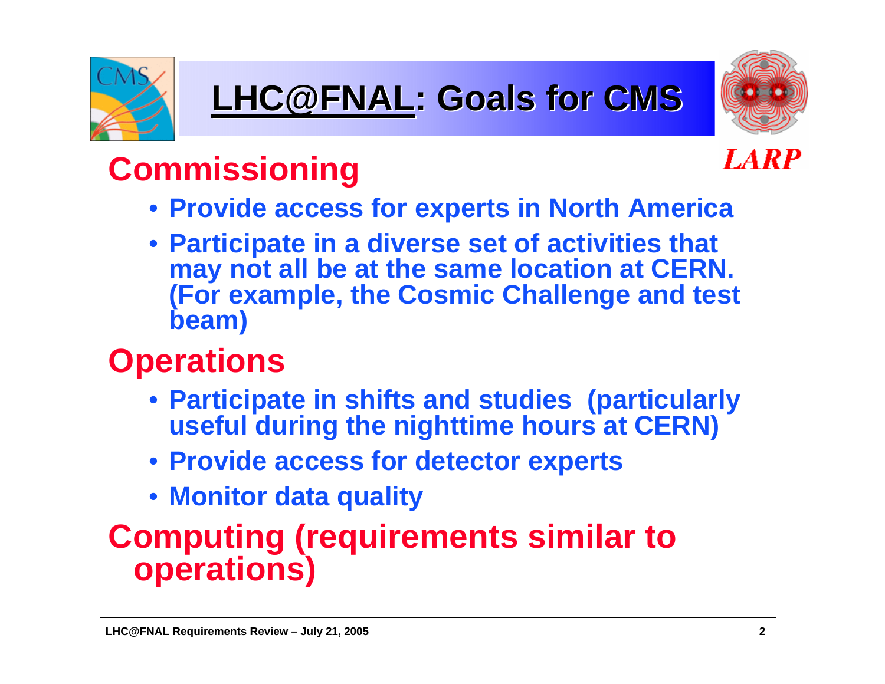# LHC@FNAL: Goals for CMS

LARP

## Commissioning

- Provide access for experts in North America
- Participate in a diverse set of activities that may not all be at the same location at CERN. (For example, the Cosmic Challenge and test beam)

## Operations

- Participate in shifts and studies (particularly useful during the nighttime hours at CERN)
- Provide access for detector experts
- Monitor data quality

## Computing (requirements similar to operations)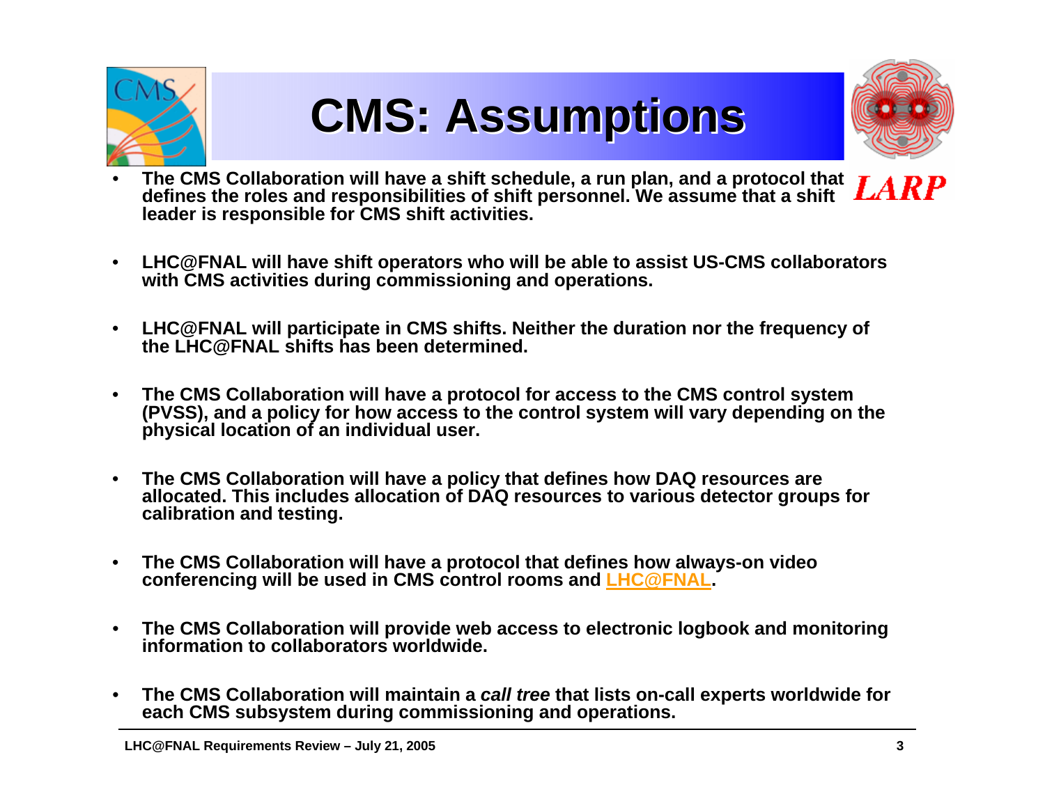# CMS: Assumptions

- The CMS Collaboration will have a shift schedule, a run plan, and a protocol that defines the roles and responsibilities of shift personnel. We assume that a shift leader is responsible for CMS shift activities.
- LHC@FNAL will have shift operators who will be able to assist US-CMS collaborators with CMS activities during commissioning and operations.
- LHC@FNAL will participate in CMS shifts. Neither the duration nor the frequency of the LHC@FNAL shifts has been determined.
- The CMS Collaboration will have a protocol for access to the CMS control system (PVSS), and a policy for how access to the control system will vary depending on the physical location of an individual user.
- The CMS Collaboration will have a policy that defines how DAQ resources are allocated. This includes allocation of DAQ resources to various detector groups for calibration and testing.
- The CMS Collaboration will have a protocol that defines how always-on video conferencing will be used in CMS control rooms and LHC@FNAL.
- The CMS Collaboration will provide web access to electronic logbook and monitoring information to collaborators worldwide.
- The CMS Collaboration will maintain a *call tree* that lists on-call experts worldwide for each CMS subsystem during commissioning and operations.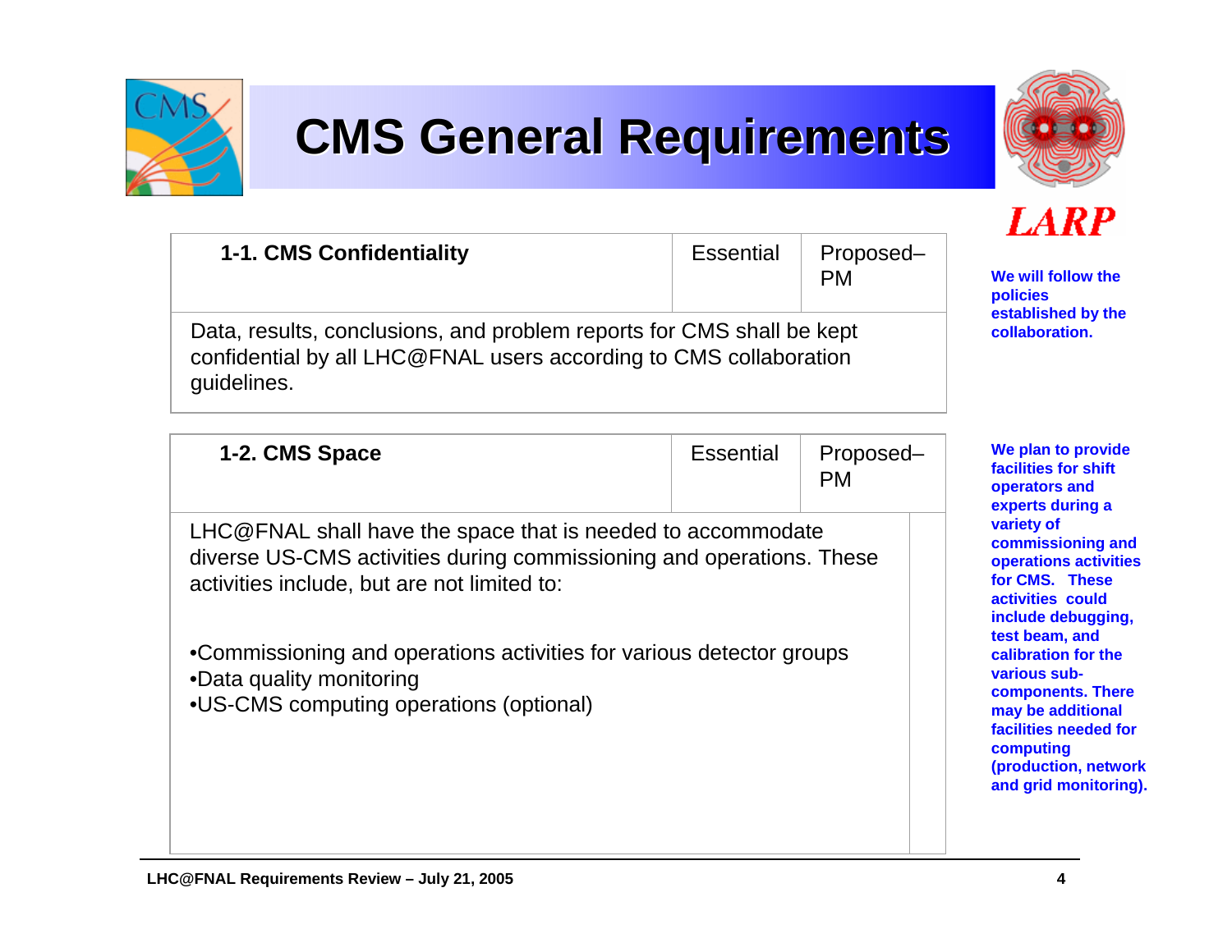# CMS General Requirements

LARP

| 1-1. CMS Confidentiality | Essential | Proposed– PM |
|---|---|---|
| Data, results, conclusions, and problem reports for CMS shall be kept confidential by all LHC@FNAL users according to CMS collaboration guidelines. | | |

**We will follow the policies established by the collaboration.**

| 1-2. CMS Space | Essential | Proposed– PM |
|---|---|---|
| LHC@FNAL shall have the space that is needed to accommodate diverse US-CMS activities during commissioning and operations. These activities include, but are not limited to:<br><br>•Commissioning and operations activities for various detector groups<br>•Data quality monitoring<br>•US-CMS computing operations (optional) | | |

**We plan to provide facilities for shift operators and experts during a variety of commissioning and operations activities for CMS. These activities could include debugging, test beam, and calibration for the various sub-components. There may be additional facilities needed for computing (production, network and grid monitoring).**

LHC@FNAL Requirements Review – July 21, 2005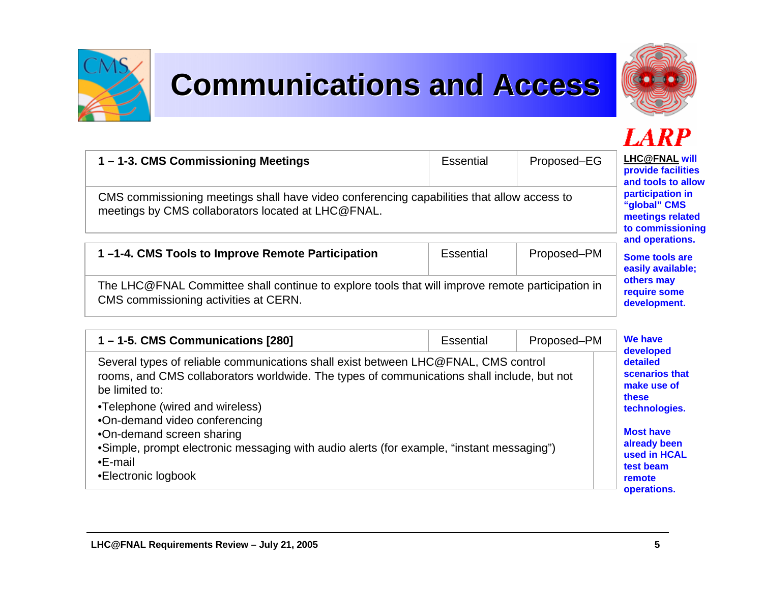# Communications and Access

| 1 – 1-3. CMS Commissioning Meetings | Essential | Proposed–EG |
|---|---|---|
| CMS commissioning meetings shall have video conferencing capabilities that allow access to meetings by CMS collaborators located at LHC@FNAL. | | |

**LHC@FNAL will provide facilities and tools to allow participation in "global" CMS meetings related to commissioning and operations.**

| 1 –1-4. CMS Tools to Improve Remote Participation | Essential | Proposed–PM |
|---|---|---|
| The LHC@FNAL Committee shall continue to explore tools that will improve remote participation in CMS commissioning activities at CERN. | | |

**Some tools are easily available; others may require some development.**

| 1 – 1-5. CMS Communications [280] | Essential | Proposed–PM |
|---|---|---|
| Several types of reliable communications shall exist between LHC@FNAL, CMS control rooms, and CMS collaborators worldwide. The types of communications shall include, but not be limited to:<br>•Telephone (wired and wireless)<br>•On-demand video conferencing<br>•On-demand screen sharing<br>•Simple, prompt electronic messaging with audio alerts (for example, "instant messaging")<br>•E-mail<br>•Electronic logbook | | |

**We have developed detailed scenarios that make use of these technologies.**

**Most have already been used in HCAL test beam remote operations.**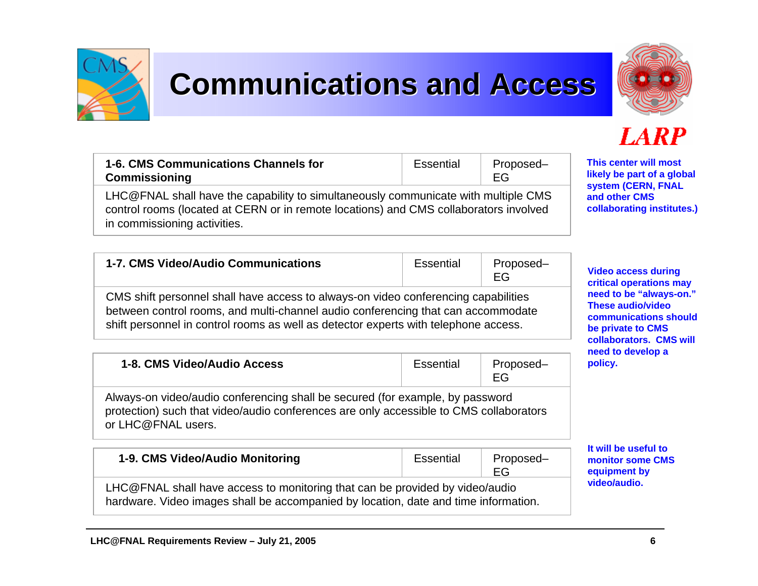# Communications and Access

| 1-6. CMS Communications Channels for Commissioning | Essential | Proposed–EG |
|---|---|---|
| LHC@FNAL shall have the capability to simultaneously communicate with multiple CMS control rooms (located at CERN or in remote locations) and CMS collaborators involved in commissioning activities. | | |

**This center will most likely be part of a global system (CERN, FNAL and other CMS collaborating institutes.)**

| 1-7. CMS Video/Audio Communications | Essential | Proposed–EG |
|---|---|---|
| CMS shift personnel shall have access to always-on video conferencing capabilities between control rooms, and multi-channel audio conferencing that can accommodate shift personnel in control rooms as well as detector experts with telephone access. | | |

| 1-8. CMS Video/Audio Access | Essential | Proposed–EG |
|---|---|---|
| Always-on video/audio conferencing shall be secured (for example, by password protection) such that video/audio conferences are only accessible to CMS collaborators or LHC@FNAL users. | | |

**Video access during critical operations may need to be "always-on." These audio/video communications should be private to CMS collaborators. CMS will need to develop a policy.**

| 1-9. CMS Video/Audio Monitoring | Essential | Proposed–EG |
|---|---|---|
| LHC@FNAL shall have access to monitoring that can be provided by video/audio hardware. Video images shall be accompanied by location, date and time information. | | |

**It will be useful to monitor some CMS equipment by video/audio.**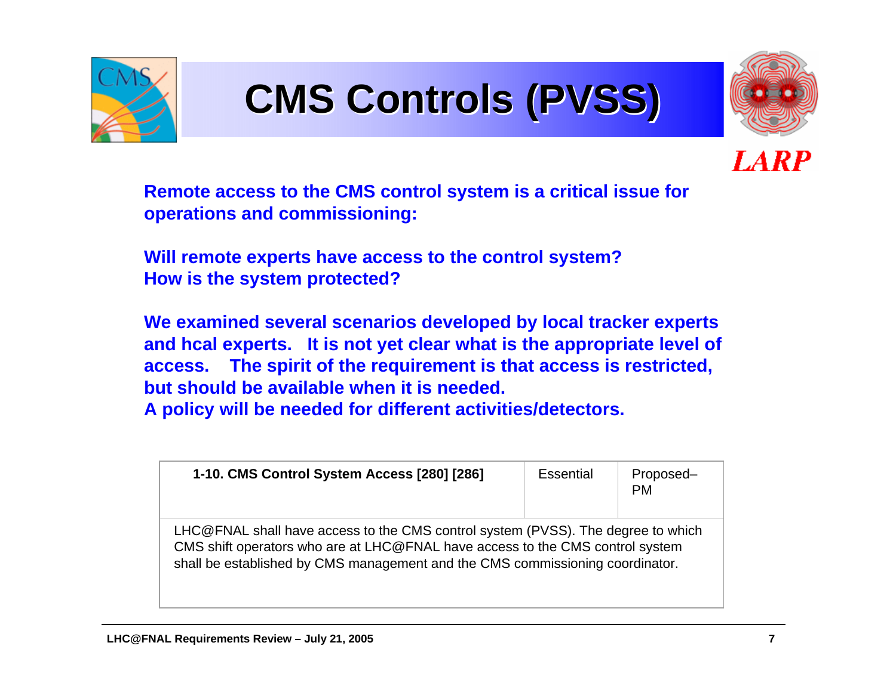# CMS Controls (PVSS)

**Remote access to the CMS control system is a critical issue for operations and commissioning:**

**Will remote experts have access to the control system?**
**How is the system protected?**

**We examined several scenarios developed by local tracker experts and hcal experts. It is not yet clear what is the appropriate level of access. The spirit of the requirement is that access is restricted, but should be available when it is needed.**
**A policy will be needed for different activities/detectors.**

| **1-10. CMS Control System Access [280] [286]** | Essential | Proposed–PM |
|---|---|---|
| LHC@FNAL shall have access to the CMS control system (PVSS). The degree to which CMS shift operators who are at LHC@FNAL have access to the CMS control system shall be established by CMS management and the CMS commissioning coordinator. | | |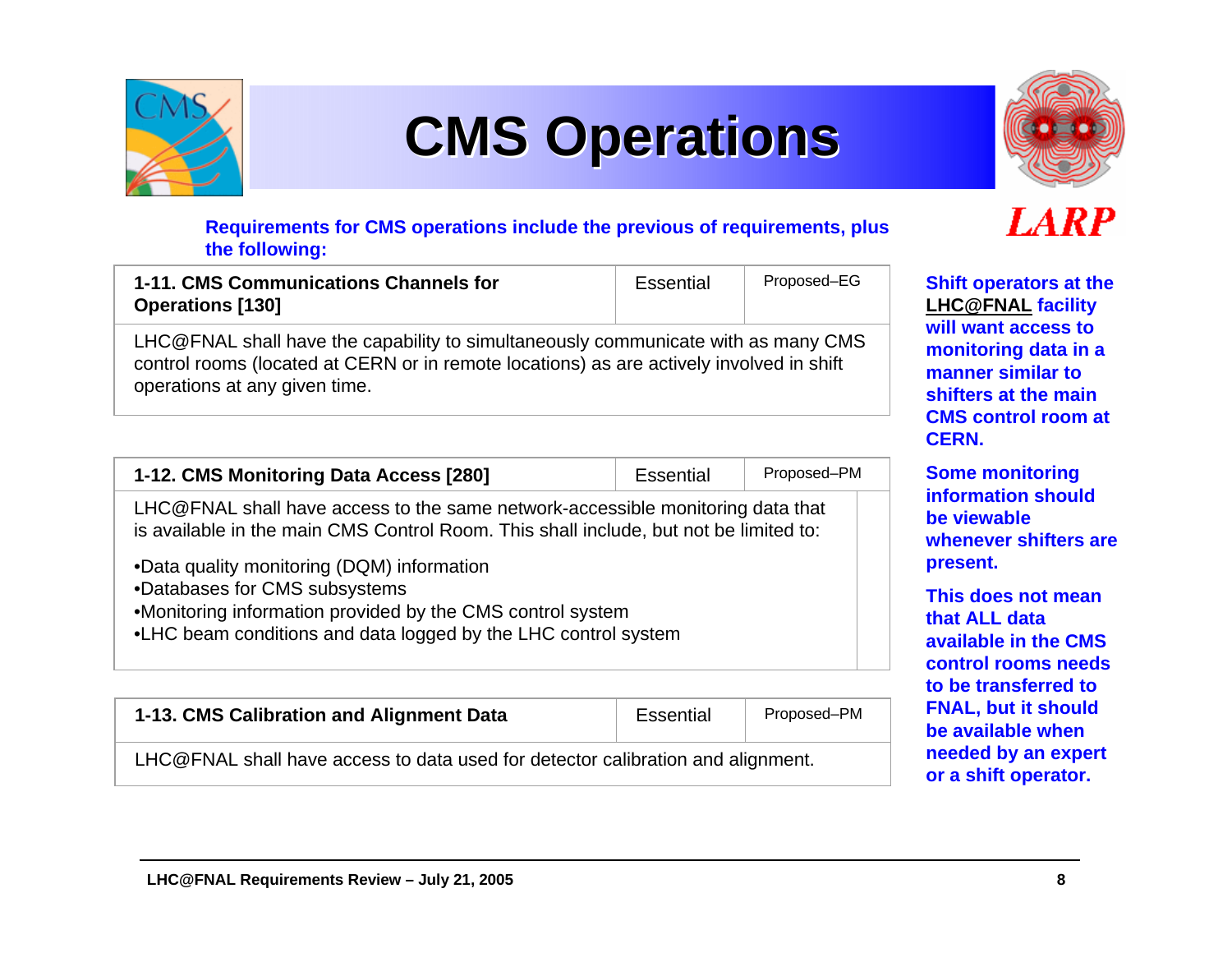# CMS Operations

**Requirements for CMS operations include the previous of requirements, plus the following:**

| 1-11. CMS Communications Channels for Operations [130] | Essential | Proposed–EG |
|---|---|---|
| LHC@FNAL shall have the capability to simultaneously communicate with as many CMS control rooms (located at CERN or in remote locations) as are actively involved in shift operations at any given time. | | |

| 1-12. CMS Monitoring Data Access [280] | Essential | Proposed–PM |
|---|---|---|
| LHC@FNAL shall have access to the same network-accessible monitoring data that is available in the main CMS Control Room. This shall include, but not be limited to:<br>•Data quality monitoring (DQM) information<br>•Databases for CMS subsystems<br>•Monitoring information provided by the CMS control system<br>•LHC beam conditions and data logged by the LHC control system | | |

| 1-13. CMS Calibration and Alignment Data | Essential | Proposed–PM |
|---|---|---|
| LHC@FNAL shall have access to data used for detector calibration and alignment. | | |

**Shift operators at the LHC@FNAL facility will want access to monitoring data in a manner similar to shifters at the main CMS control room at CERN.**

**Some monitoring information should be viewable whenever shifters are present.**

**This does not mean that ALL data available in the CMS control rooms needs to be transferred to FNAL, but it should be available when needed by an expert or a shift operator.**

**LHC@FNAL Requirements Review – July 21, 2005**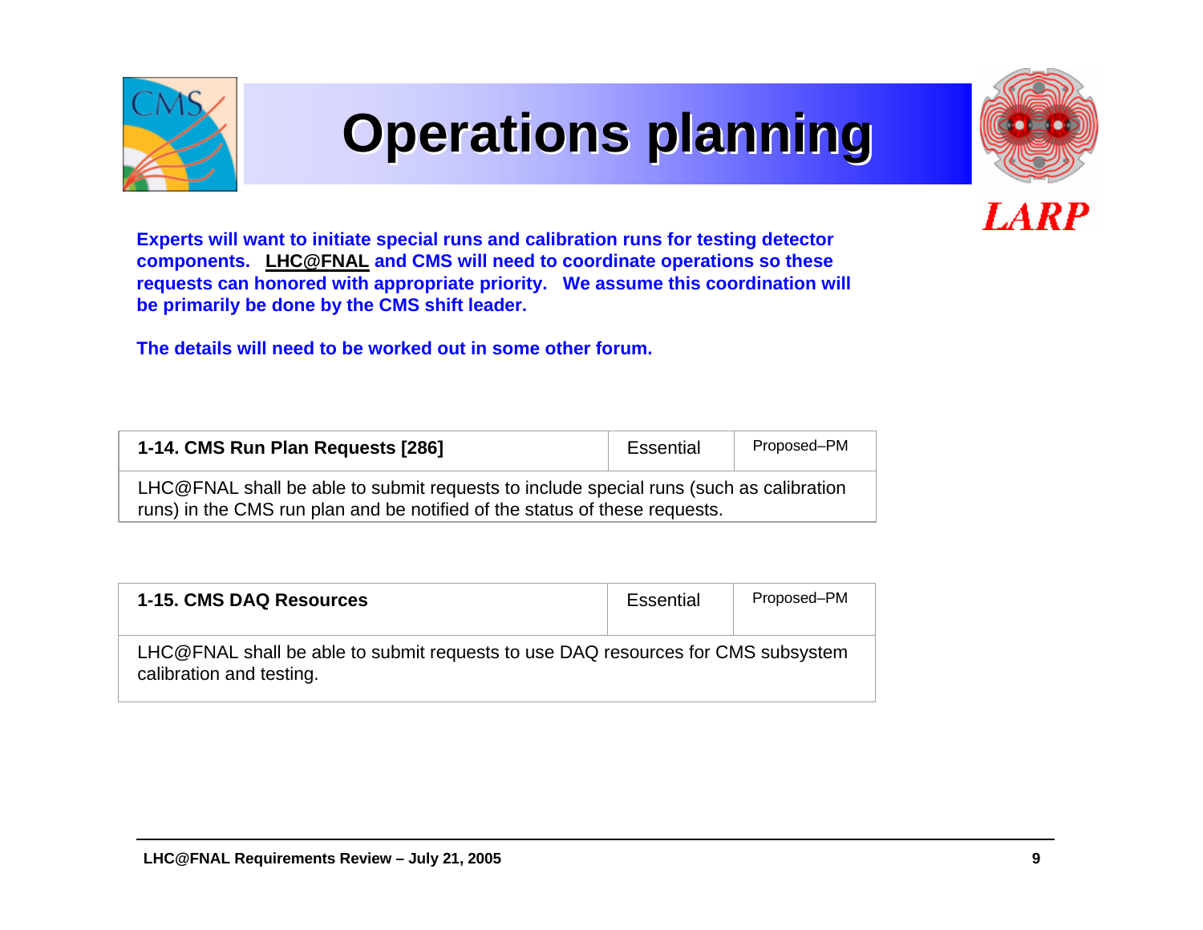# Operations planning

**Experts will want to initiate special runs and calibration runs for testing detector components. LHC@FNAL and CMS will need to coordinate operations so these requests can honored with appropriate priority. We assume this coordination will be primarily be done by the CMS shift leader.**

**The details will need to be worked out in some other forum.**

| **1-14. CMS Run Plan Requests [286]** | Essential | Proposed–PM |
|---|---|---|
| LHC@FNAL shall be able to submit requests to include special runs (such as calibration runs) in the CMS run plan and be notified of the status of these requests. | | |

| **1-15. CMS DAQ Resources** | Essential | Proposed–PM |
|---|---|---|
| LHC@FNAL shall be able to submit requests to use DAQ resources for CMS subsystem calibration and testing. | | |

**LHC@FNAL Requirements Review – July 21, 2005**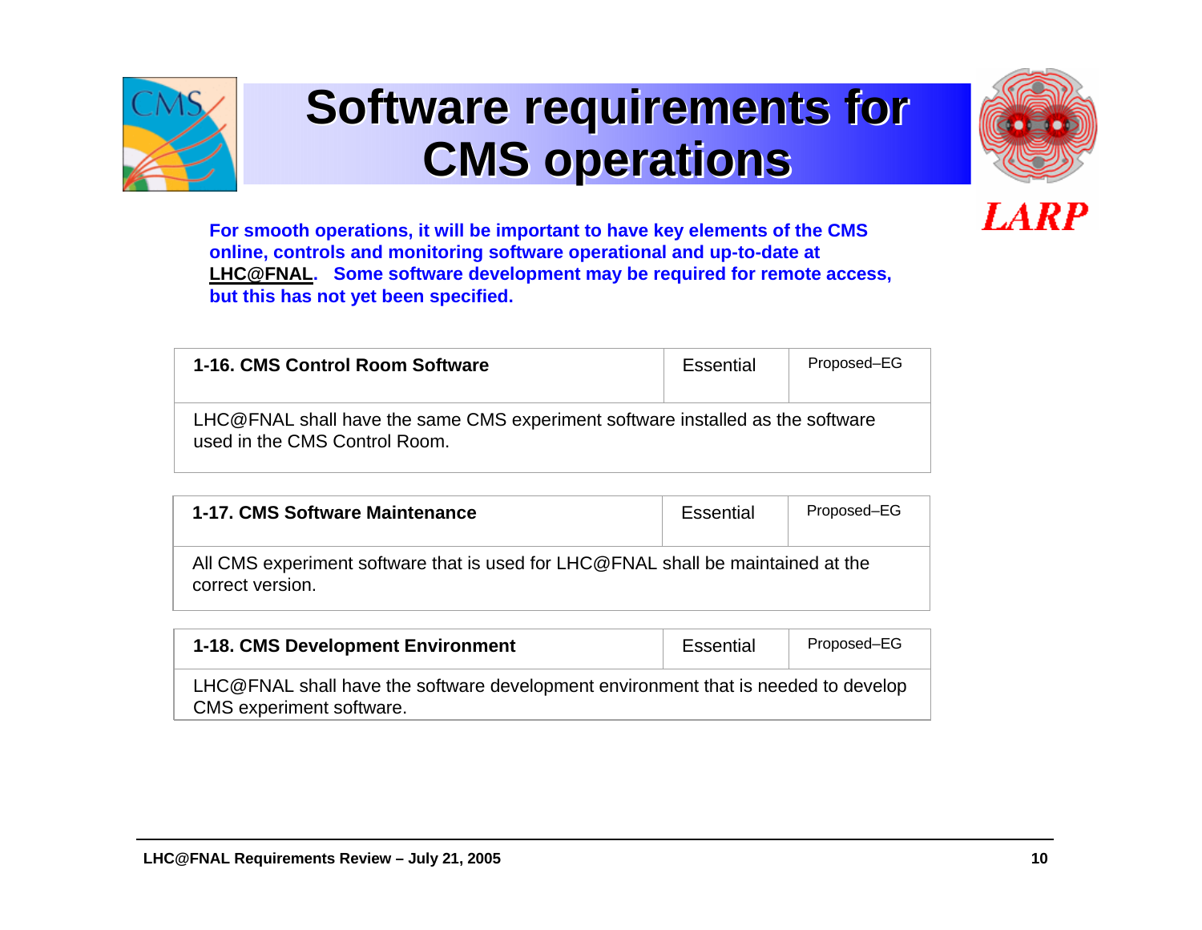# Software requirements for CMS operations

**For smooth operations, it will be important to have key elements of the CMS online, controls and monitoring software operational and up-to-date at <u>LHC@FNAL</u>. Some software development may be required for remote access, but this has not yet been specified.**

| **1-16. CMS Control Room Software** | Essential | Proposed–EG |
|---|---|---|
| LHC@FNAL shall have the same CMS experiment software installed as the software used in the CMS Control Room. | | |

| **1-17. CMS Software Maintenance** | Essential | Proposed–EG |
|---|---|---|
| All CMS experiment software that is used for LHC@FNAL shall be maintained at the correct version. | | |

| **1-18. CMS Development Environment** | Essential | Proposed–EG |
|---|---|---|
| LHC@FNAL shall have the software development environment that is needed to develop CMS experiment software. | | |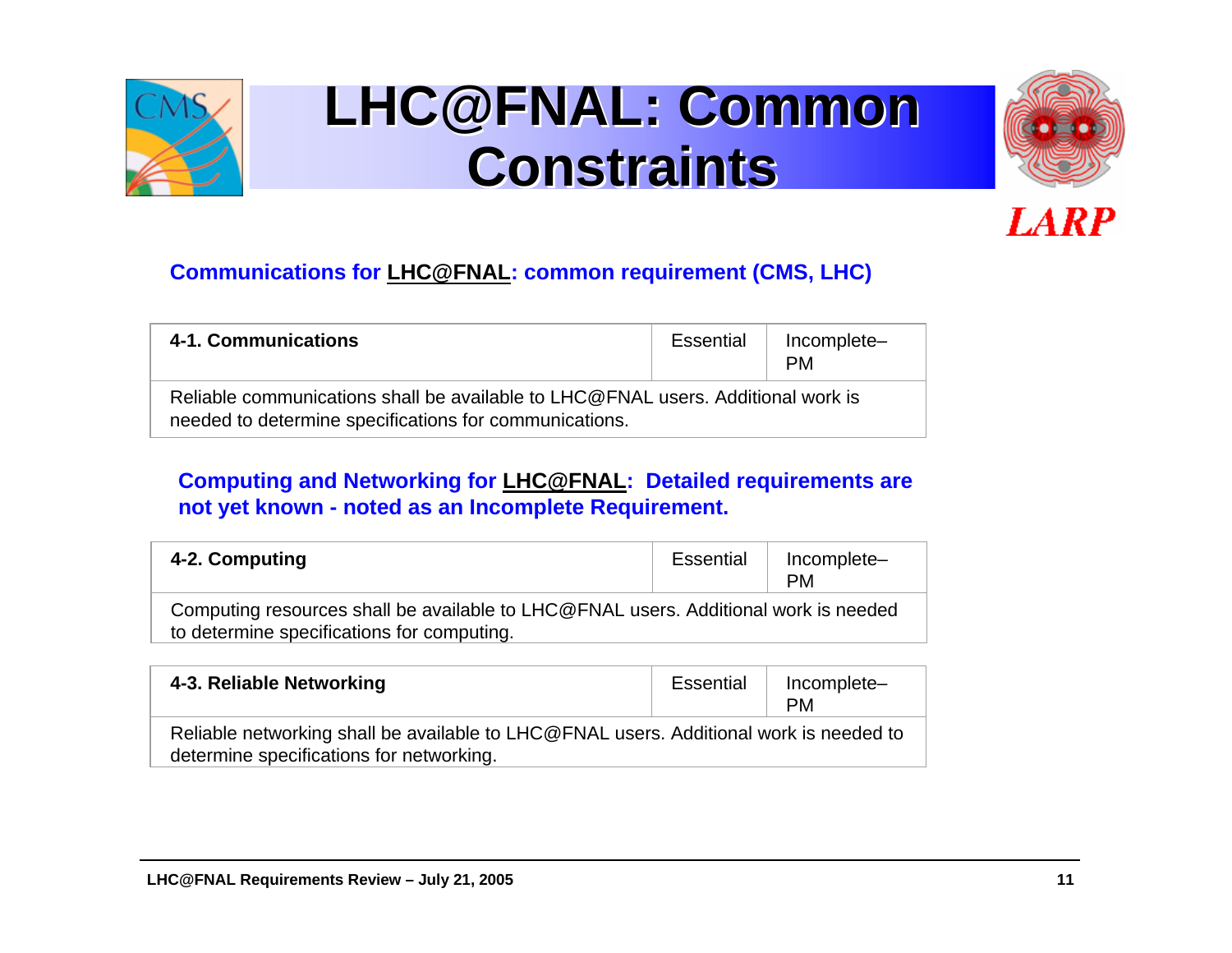# LHC@FNAL: Common Constraints

**Communications for LHC@FNAL: common requirement (CMS, LHC)**

| **4-1. Communications** | Essential | Incomplete–PM |
|---|---|---|
| Reliable communications shall be available to LHC@FNAL users. Additional work is needed to determine specifications for communications. | | |

**Computing and Networking for LHC@FNAL: Detailed requirements are not yet known - noted as an Incomplete Requirement.**

| **4-2. Computing** | Essential | Incomplete–PM |
|---|---|---|
| Computing resources shall be available to LHC@FNAL users. Additional work is needed to determine specifications for computing. | | |

| **4-3. Reliable Networking** | Essential | Incomplete–PM |
|---|---|---|
| Reliable networking shall be available to LHC@FNAL users. Additional work is needed to determine specifications for networking. | | |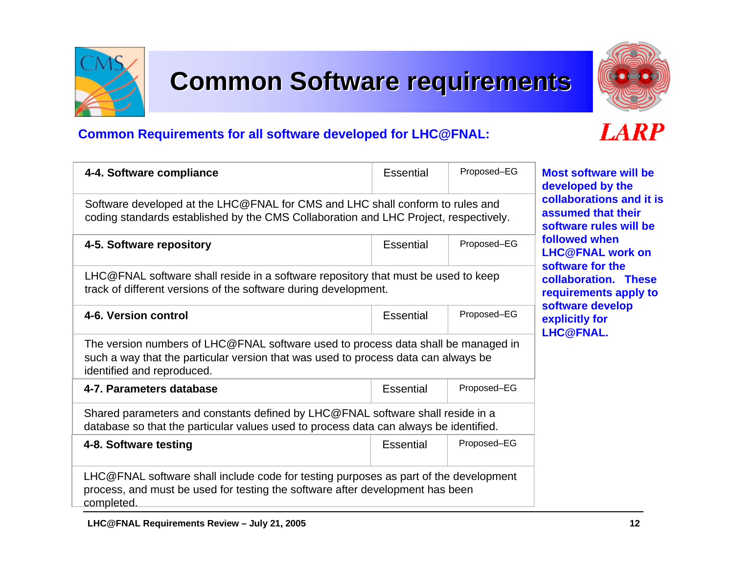# Common Software requirements

**Common Requirements for all software developed for LHC@FNAL:**

| 4-4. Software compliance | Essential | Proposed–EG |
|---|---|---|
| Software developed at the LHC@FNAL for CMS and LHC shall conform to rules and coding standards established by the CMS Collaboration and LHC Project, respectively. | | |
| **4-5. Software repository** | Essential | Proposed–EG |
| LHC@FNAL software shall reside in a software repository that must be used to keep track of different versions of the software during development. | | |
| **4-6. Version control** | Essential | Proposed–EG |
| The version numbers of LHC@FNAL software used to process data shall be managed in such a way that the particular version that was used to process data can always be identified and reproduced. | | |
| **4-7. Parameters database** | Essential | Proposed–EG |
| Shared parameters and constants defined by LHC@FNAL software shall reside in a database so that the particular values used to process data can always be identified. | | |
| **4-8. Software testing** | Essential | Proposed–EG |
| LHC@FNAL software shall include code for testing purposes as part of the development process, and must be used for testing the software after development has been completed. | | |

**Most software will be developed by the collaborations and it is assumed that their software rules will be followed when LHC@FNAL work on software for the collaboration. These requirements apply to software develop explicitly for LHC@FNAL.**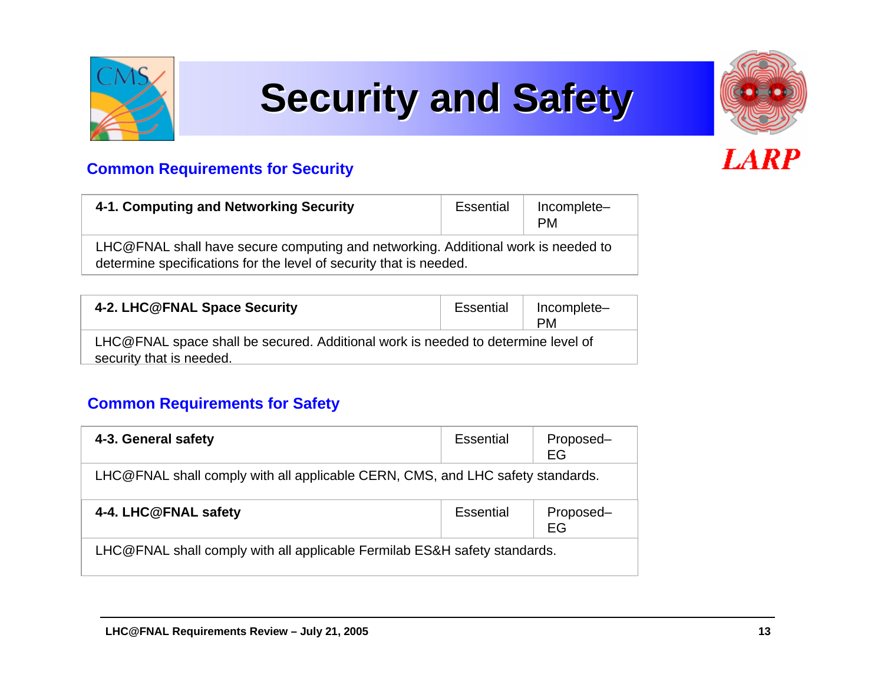# Security and Safety

## Common Requirements for Security

| | | |
|---|---|---|
| **4-1. Computing and Networking Security** | Essential | Incomplete–PM |
| LHC@FNAL shall have secure computing and networking. Additional work is needed to determine specifications for the level of security that is needed. | | |

| | | |
|---|---|---|
| **4-2. LHC@FNAL Space Security** | Essential | Incomplete–PM |
| LHC@FNAL space shall be secured. Additional work is needed to determine level of security that is needed. | | |

## Common Requirements for Safety

| | | |
|---|---|---|
| **4-3. General safety** | Essential | Proposed–EG |
| LHC@FNAL shall comply with all applicable CERN, CMS, and LHC safety standards. | | |
| **4-4. LHC@FNAL safety** | Essential | Proposed–EG |
| LHC@FNAL shall comply with all applicable Fermilab ES&H safety standards. | | |